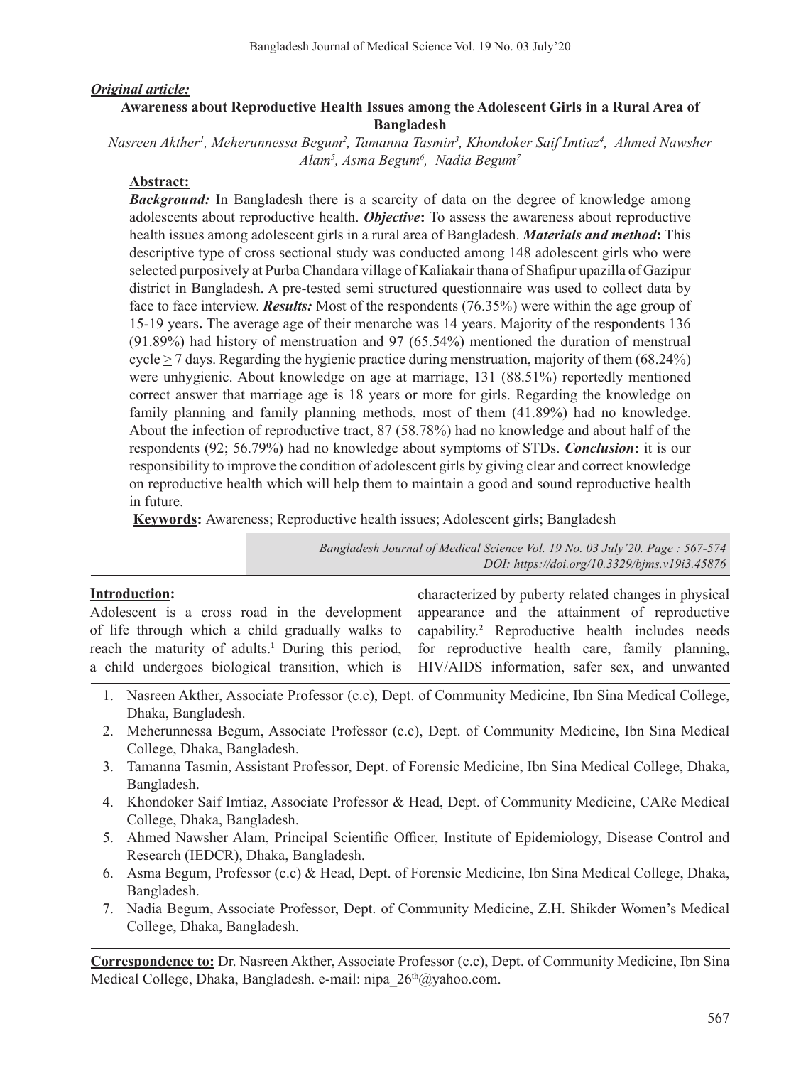***Original article:***

### Awareness about Reproductive Health Issues among the Adolescent Girls in a Rural Area of Bangladesh

*Nasreen Akther[1], Meherunnessa Begum[2], Tamanna Tasmin[3], Khondoker Saif Imtiaz[4], Ahmed Nawsher Alam[5], Asma Begum[6], Nadia Begum[7]*

**Abstract:**

***Background:*** In Bangladesh there is a scarcity of data on the degree of knowledge among adolescents about reproductive health. ***Objective*:** To assess the awareness about reproductive health issues among adolescent girls in a rural area of Bangladesh. ***Materials and method*:** This descriptive type of cross sectional study was conducted among 148 adolescent girls who were selected purposively at Purba Chandara village of Kaliakair thana of Shafipur upazilla of Gazipur district in Bangladesh. A pre-tested semi structured questionnaire was used to collect data by face to face interview. ***Results:*** Most of the respondents (76.35%) were within the age group of 15-19 years**.** The average age of their menarche was 14 years. Majority of the respondents 136 (91.89%) had history of menstruation and 97 (65.54%) mentioned the duration of menstrual cycle $\geq$ 7 days. Regarding the hygienic practice during menstruation, majority of them (68.24%) were unhygienic. About knowledge on age at marriage, 131 (88.51%) reportedly mentioned correct answer that marriage age is 18 years or more for girls. Regarding the knowledge on family planning and family planning methods, most of them (41.89%) had no knowledge. About the infection of reproductive tract, 87 (58.78%) had no knowledge and about half of the respondents (92; 56.79%) had no knowledge about symptoms of STDs. ***Conclusion*:** it is our responsibility to improve the condition of adolescent girls by giving clear and correct knowledge on reproductive health which will help them to maintain a good and sound reproductive health in future.

**Keywords:** Awareness; Reproductive health issues; Adolescent girls; Bangladesh

*Bangladesh Journal of Medical Science Vol. 19 No. 03 July'20. Page : 567-574*
*DOI: https://doi.org/10.3329/bjms.v19i3.45876*

**Introduction:**

Adolescent is a cross road in the development of life through which a child gradually walks to reach the maturity of adults.[1] During this period, a child undergoes biological transition, which is characterized by puberty related changes in physical appearance and the attainment of reproductive capability.[2] Reproductive health includes needs for reproductive health care, family planning, HIV/AIDS information, safer sex, and unwanted

1. Nasreen Akther, Associate Professor (c.c), Dept. of Community Medicine, Ibn Sina Medical College, Dhaka, Bangladesh.
2. Meherunnessa Begum, Associate Professor (c.c), Dept. of Community Medicine, Ibn Sina Medical College, Dhaka, Bangladesh.
3. Tamanna Tasmin, Assistant Professor, Dept. of Forensic Medicine, Ibn Sina Medical College, Dhaka, Bangladesh.
4. Khondoker Saif Imtiaz, Associate Professor & Head, Dept. of Community Medicine, CARe Medical College, Dhaka, Bangladesh.
5. Ahmed Nawsher Alam, Principal Scientific Officer, Institute of Epidemiology, Disease Control and Research (IEDCR), Dhaka, Bangladesh.
6. Asma Begum, Professor (c.c) & Head, Dept. of Forensic Medicine, Ibn Sina Medical College, Dhaka, Bangladesh.
7. Nadia Begum, Associate Professor, Dept. of Community Medicine, Z.H. Shikder Women's Medical College, Dhaka, Bangladesh.

**Correspondence to:** Dr. Nasreen Akther, Associate Professor (c.c), Dept. of Community Medicine, Ibn Sina Medical College, Dhaka, Bangladesh. e-mail: nipa_26th@yahoo.com.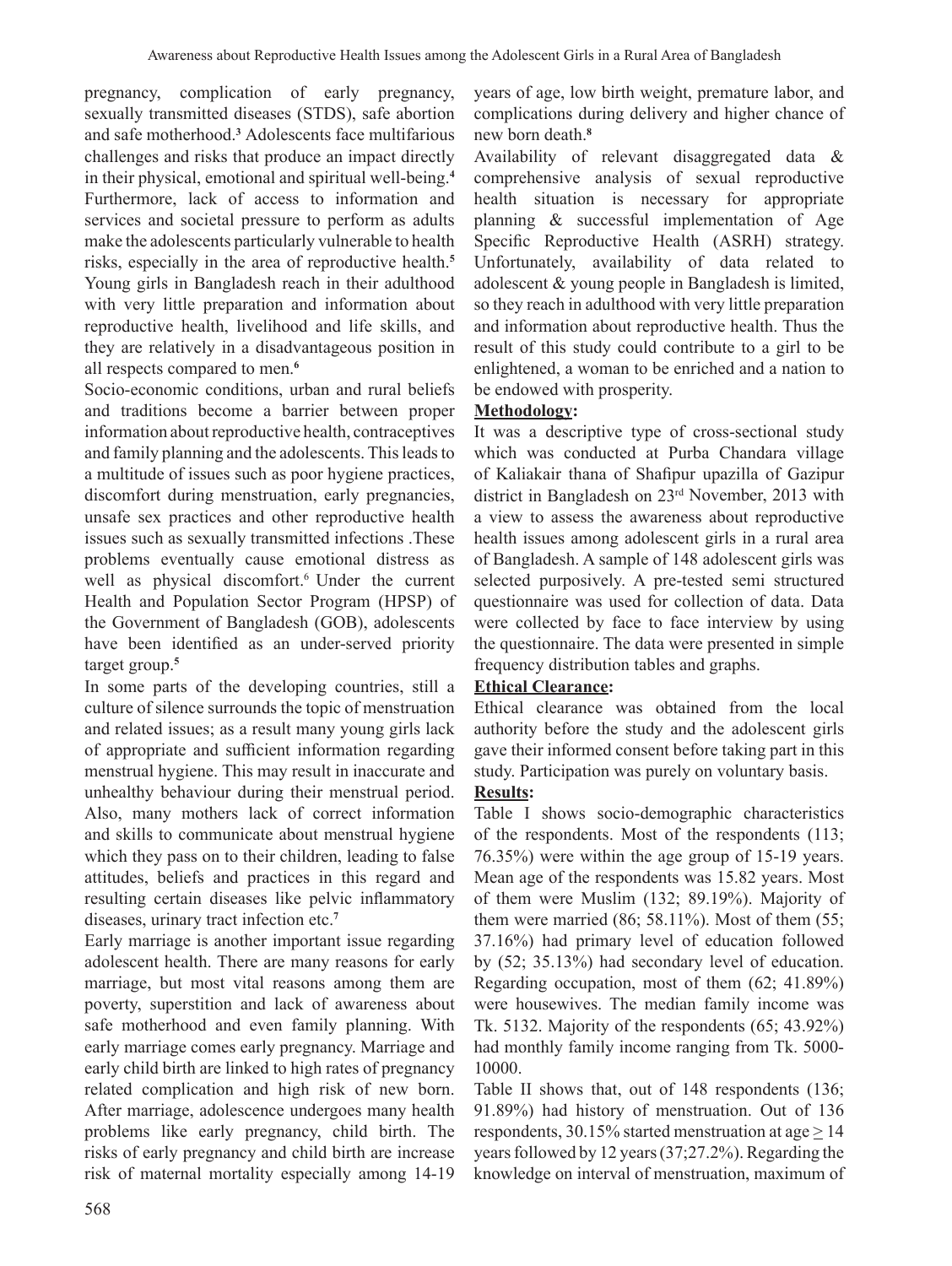pregnancy, complication of early pregnancy, sexually transmitted diseases (STDS), safe abortion and safe motherhood.[3] Adolescents face multifarious challenges and risks that produce an impact directly in their physical, emotional and spiritual well-being.[4] Furthermore, lack of access to information and services and societal pressure to perform as adults make the adolescents particularly vulnerable to health risks, especially in the area of reproductive health.[5] Young girls in Bangladesh reach in their adulthood with very little preparation and information about reproductive health, livelihood and life skills, and they are relatively in a disadvantageous position in all respects compared to men.[6]

Socio-economic conditions, urban and rural beliefs and traditions become a barrier between proper information about reproductive health, contraceptives and family planning and the adolescents. This leads to a multitude of issues such as poor hygiene practices, discomfort during menstruation, early pregnancies, unsafe sex practices and other reproductive health issues such as sexually transmitted infections .These problems eventually cause emotional distress as well as physical discomfort.[6] Under the current Health and Population Sector Program (HPSP) of the Government of Bangladesh (GOB), adolescents have been identified as an under-served priority target group.[5]

In some parts of the developing countries, still a culture of silence surrounds the topic of menstruation and related issues; as a result many young girls lack of appropriate and sufficient information regarding menstrual hygiene. This may result in inaccurate and unhealthy behaviour during their menstrual period. Also, many mothers lack of correct information and skills to communicate about menstrual hygiene which they pass on to their children, leading to false attitudes, beliefs and practices in this regard and resulting certain diseases like pelvic inflammatory diseases, urinary tract infection etc.[7]

Early marriage is another important issue regarding adolescent health. There are many reasons for early marriage, but most vital reasons among them are poverty, superstition and lack of awareness about safe motherhood and even family planning. With early marriage comes early pregnancy. Marriage and early child birth are linked to high rates of pregnancy related complication and high risk of new born. After marriage, adolescence undergoes many health problems like early pregnancy, child birth. The risks of early pregnancy and child birth are increase risk of maternal mortality especially among 14-19 years of age, low birth weight, premature labor, and complications during delivery and higher chance of new born death.[8]

Availability of relevant disaggregated data & comprehensive analysis of sexual reproductive health situation is necessary for appropriate planning & successful implementation of Age Specific Reproductive Health (ASRH) strategy. Unfortunately, availability of data related to adolescent & young people in Bangladesh is limited, so they reach in adulthood with very little preparation and information about reproductive health. Thus the result of this study could contribute to a girl to be enlightened, a woman to be enriched and a nation to be endowed with prosperity.

## Methodology:

It was a descriptive type of cross-sectional study which was conducted at Purba Chandara village of Kaliakair thana of Shafipur upazilla of Gazipur district in Bangladesh on 23rd November, 2013 with a view to assess the awareness about reproductive health issues among adolescent girls in a rural area of Bangladesh. A sample of 148 adolescent girls was selected purposively. A pre-tested semi structured questionnaire was used for collection of data. Data were collected by face to face interview by using the questionnaire. The data were presented in simple frequency distribution tables and graphs.

## Ethical Clearance:

Ethical clearance was obtained from the local authority before the study and the adolescent girls gave their informed consent before taking part in this study. Participation was purely on voluntary basis.

## Results:

Table I shows socio-demographic characteristics of the respondents. Most of the respondents (113; 76.35%) were within the age group of 15-19 years. Mean age of the respondents was 15.82 years. Most of them were Muslim (132; 89.19%). Majority of them were married (86; 58.11%). Most of them (55; 37.16%) had primary level of education followed by (52; 35.13%) had secondary level of education. Regarding occupation, most of them (62; 41.89%) were housewives. The median family income was Tk. 5132. Majority of the respondents (65; 43.92%) had monthly family income ranging from Tk. 5000-10000.

Table II shows that, out of 148 respondents (136; 91.89%) had history of menstruation. Out of 136 respondents, 30.15% started menstruation at age ≥ 14 years followed by 12 years (37;27.2%). Regarding the knowledge on interval of menstruation, maximum of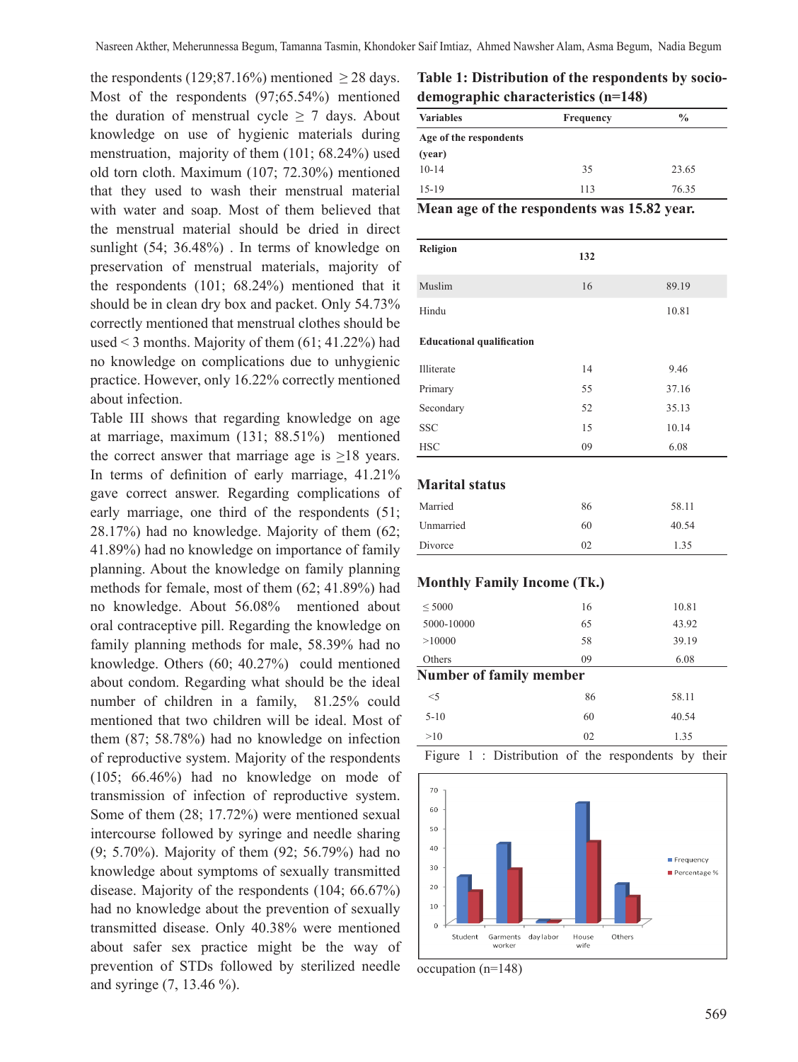the respondents (129;87.16%) mentioned $\geq 28$ days. Most of the respondents (97;65.54%) mentioned the duration of menstrual cycle $\geq$ 7 days. About knowledge on use of hygienic materials during menstruation, majority of them (101; 68.24%) used old torn cloth. Maximum (107; 72.30%) mentioned that they used to wash their menstrual material with water and soap. Most of them believed that the menstrual material should be dried in direct sunlight (54; 36.48%) . In terms of knowledge on preservation of menstrual materials, majority of the respondents (101; 68.24%) mentioned that it should be in clean dry box and packet. Only 54.73% correctly mentioned that menstrual clothes should be used < 3 months. Majority of them (61; 41.22%) had no knowledge on complications due to unhygienic practice. However, only 16.22% correctly mentioned about infection.

Table III shows that regarding knowledge on age at marriage, maximum (131; 88.51%) mentioned the correct answer that marriage age is $\geq$18 years. In terms of definition of early marriage, 41.21% gave correct answer. Regarding complications of early marriage, one third of the respondents (51; 28.17%) had no knowledge. Majority of them (62; 41.89%) had no knowledge on importance of family planning. About the knowledge on family planning methods for female, most of them (62; 41.89%) had no knowledge. About 56.08% mentioned about oral contraceptive pill. Regarding the knowledge on family planning methods for male, 58.39% had no knowledge. Others (60; 40.27%) could mentioned about condom. Regarding what should be the ideal number of children in a family, 81.25% could mentioned that two children will be ideal. Most of them (87; 58.78%) had no knowledge on infection of reproductive system. Majority of the respondents (105; 66.46%) had no knowledge on mode of transmission of infection of reproductive system. Some of them (28; 17.72%) were mentioned sexual intercourse followed by syringe and needle sharing (9; 5.70%). Majority of them (92; 56.79%) had no knowledge about symptoms of sexually transmitted disease. Majority of the respondents (104; 66.67%) had no knowledge about the prevention of sexually transmitted disease. Only 40.38% were mentioned about safer sex practice might be the way of prevention of STDs followed by sterilized needle and syringe (7, 13.46 %).

**Table 1: Distribution of the respondents by socio-demographic characteristics (n=148)**

| Variables | Frequency | % |
|---|---|---|
| **Age of the respondents (year)** | | |
| 10-14 | 35 | 23.65 |
| 15-19 | 113 | 76.35 |
| **Mean age of the respondents was 15.82 year.** | | |
| **Religion** | 132 | |
| Muslim | 16 | 89.19 |
| Hindu | | 10.81 |
| **Educational qualification** | | |
| Illiterate | 14 | 9.46 |
| Primary | 55 | 37.16 |
| Secondary | 52 | 35.13 |
| SSC | 15 | 10.14 |
| HSC | 09 | 6.08 |
| **Marital status** | | |
| Married | 86 | 58.11 |
| Unmarried | 60 | 40.54 |
| Divorce | 02 | 1.35 |
| **Monthly Family Income (Tk.)** | | |
| $\leq$ 5000 | 16 | 10.81 |
| 5000-10000 | 65 | 43.92 |
| >10000 | 58 | 39.19 |
| Others | 09 | 6.08 |
| **Number of family member** | | |
| <5 | 86 | 58.11 |
| 5-10 | 60 | 40.54 |
| >10 | 02 | 1.35 |

Figure 1 : Distribution of the respondents by their occupation (n=148)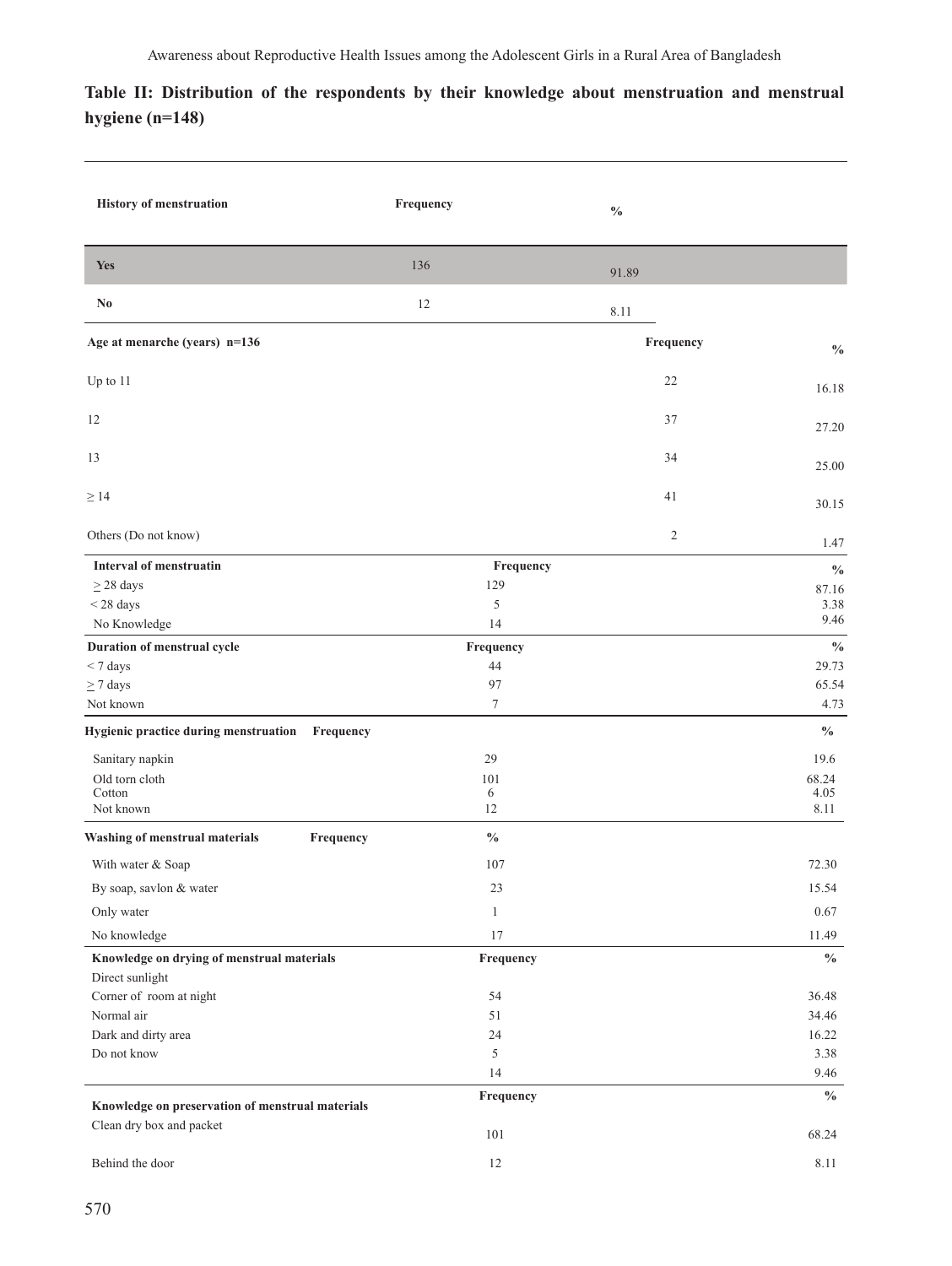**Table II: Distribution of the respondents by their knowledge about menstruation and menstrual hygiene (n=148)**

| History of menstruation | Frequency | % |
|---|---|---|
| **Yes** | 136 | 91.89 |
| **No** | 12 | 8.11 |
| **Age at menarche (years) n=136** | **Frequency** | **%** |
| Up to 11 | 22 | 16.18 |
| 12 | 37 | 27.20 |
| 13 | 34 | 25.00 |
| ≥ 14 | 41 | 30.15 |
| Others (Do not know) | 2 | 1.47 |
| **Interval of menstruatin** | **Frequency** | **%** |
| ≥ 28 days | 129 | 87.16 |
| < 28 days | 5 | 3.38 |
| No Knowledge | 14 | 9.46 |
| **Duration of menstrual cycle** | **Frequency** | **%** |
| < 7 days | 44 | 29.73 |
| ≥ 7 days | 97 | 65.54 |
| Not known | 7 | 4.73 |
| **Hygienic practice during menstruation** | **Frequency** | **%** |
| Sanitary napkin | 29 | 19.6 |
| Old torn cloth | 101 | 68.24 |
| Cotton | 6 | 4.05 |
| Not known | 12 | 8.11 |
| **Washing of menstrual materials** | **Frequency** | **%** |
| With water & Soap | 107 | 72.30 |
| By soap, savlon & water | 23 | 15.54 |
| Only water | 1 | 0.67 |
| No knowledge | 17 | 11.49 |
| **Knowledge on drying of menstrual materials** | **Frequency** | **%** |
| Direct sunlight | | |
| Corner of room at night | 54 | 36.48 |
| Normal air | 51 | 34.46 |
| Dark and dirty area | 24 | 16.22 |
| Do not know | 5 | 3.38 |
| | 14 | 9.46 |
| **Knowledge on preservation of menstrual materials** | **Frequency** | **%** |
| Clean dry box and packet | 101 | 68.24 |
| Behind the door | 12 | 8.11 |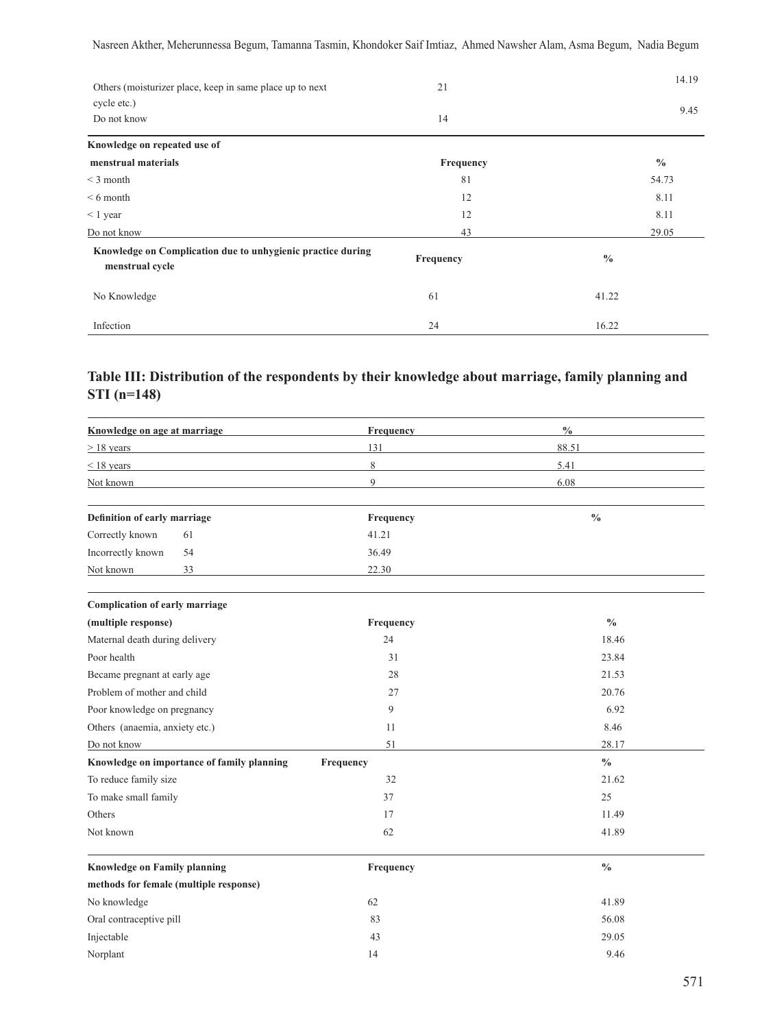| Others (moisturizer place, keep in same place up to next cycle etc.) | 21 | 14.19 |
|---|---|---|
| Do not know | 14 | 9.45 |

| Knowledge on repeated use of menstrual materials | Frequency | % |
|---|---|---|
| < 3 month | 81 | 54.73 |
| < 6 month | 12 | 8.11 |
| < 1 year | 12 | 8.11 |
| Do not know | 43 | 29.05 |

| Knowledge on Complication due to unhygienic practice during menstrual cycle | Frequency | % |
|---|---|---|
| No Knowledge | 61 | 41.22 |
| Infection | 24 | 16.22 |

### Table III: Distribution of the respondents by their knowledge about marriage, family planning and STI (n=148)

| Knowledge on age at marriage | Frequency | % |
|---|---|---|
| > 18 years | 131 | 88.51 |
| < 18 years | 8 | 5.41 |
| Not known | 9 | 6.08 |

| Definition of early marriage | | Frequency | % |
|---|---|---|---|
| Correctly known | 61 | 41.21 | |
| Incorrectly known | 54 | 36.49 | |
| Not known | 33 | 22.30 | |

| Complication of early marriage (multiple response) | Frequency | % |
|---|---|---|
| Maternal death during delivery | 24 | 18.46 |
| Poor health | 31 | 23.84 |
| Became pregnant at early age | 28 | 21.53 |
| Problem of mother and child | 27 | 20.76 |
| Poor knowledge on pregnancy | 9 | 6.92 |
| Others (anaemia, anxiety etc.) | 11 | 8.46 |
| Do not know | 51 | 28.17 |

| Knowledge on importance of family planning | Frequency | % |
|---|---|---|
| To reduce family size | 32 | 21.62 |
| To make small family | 37 | 25 |
| Others | 17 | 11.49 |
| Not known | 62 | 41.89 |

| Knowledge on Family planning methods for female (multiple response) | Frequency | % |
|---|---|---|
| No knowledge | 62 | 41.89 |
| Oral contraceptive pill | 83 | 56.08 |
| Injectable | 43 | 29.05 |
| Norplant | 14 | 9.46 |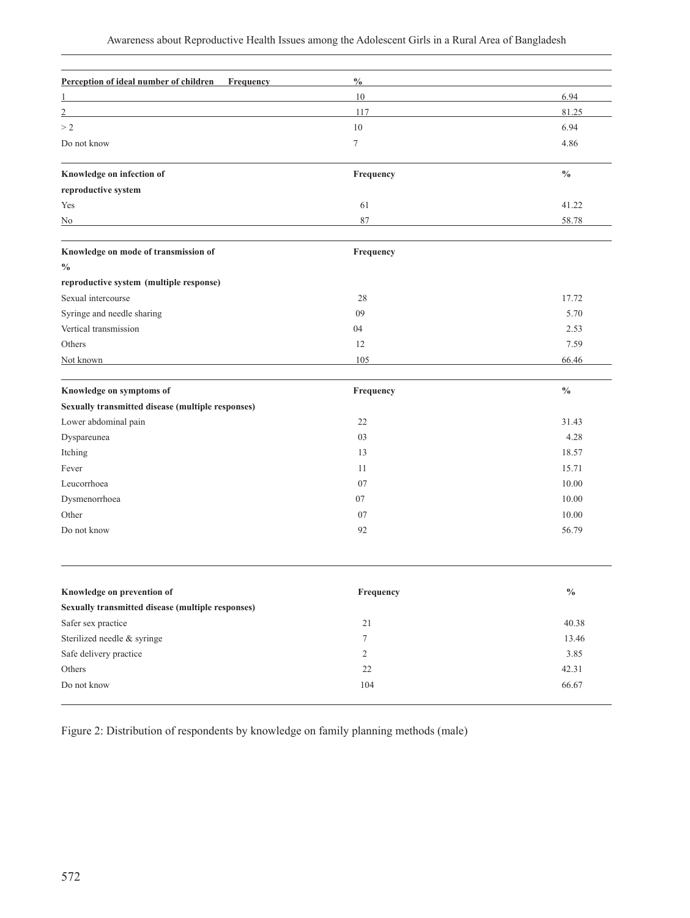| Perception of ideal number of children | Frequency | % |
| --- | --- | --- |
| 1 | 10 | 6.94 |
| 2 | 117 | 81.25 |
| > 2 | 10 | 6.94 |
| Do not know | 7 | 4.86 |

| Knowledge on infection of reproductive system | Frequency | % |
| --- | --- | --- |
| Yes | 61 | 41.22 |
| No | 87 | 58.78 |

| Knowledge on mode of transmission of reproductive system (multiple response) | Frequency | % |
| --- | --- | --- |
| Sexual intercourse | 28 | 17.72 |
| Syringe and needle sharing | 09 | 5.70 |
| Vertical transmission | 04 | 2.53 |
| Others | 12 | 7.59 |
| Not known | 105 | 66.46 |

| Knowledge on symptoms of Sexually transmitted disease (multiple responses) | Frequency | % |
| --- | --- | --- |
| Lower abdominal pain | 22 | 31.43 |
| Dyspareunea | 03 | 4.28 |
| Itching | 13 | 18.57 |
| Fever | 11 | 15.71 |
| Leucorrhoea | 07 | 10.00 |
| Dysmenorrhoea | 07 | 10.00 |
| Other | 07 | 10.00 |
| Do not know | 92 | 56.79 |

| Knowledge on prevention of Sexually transmitted disease (multiple responses) | Frequency | % |
| --- | --- | --- |
| Safer sex practice | 21 | 40.38 |
| Sterilized needle & syringe | 7 | 13.46 |
| Safe delivery practice | 2 | 3.85 |
| Others | 22 | 42.31 |
| Do not know | 104 | 66.67 |

Figure 2: Distribution of respondents by knowledge on family planning methods (male)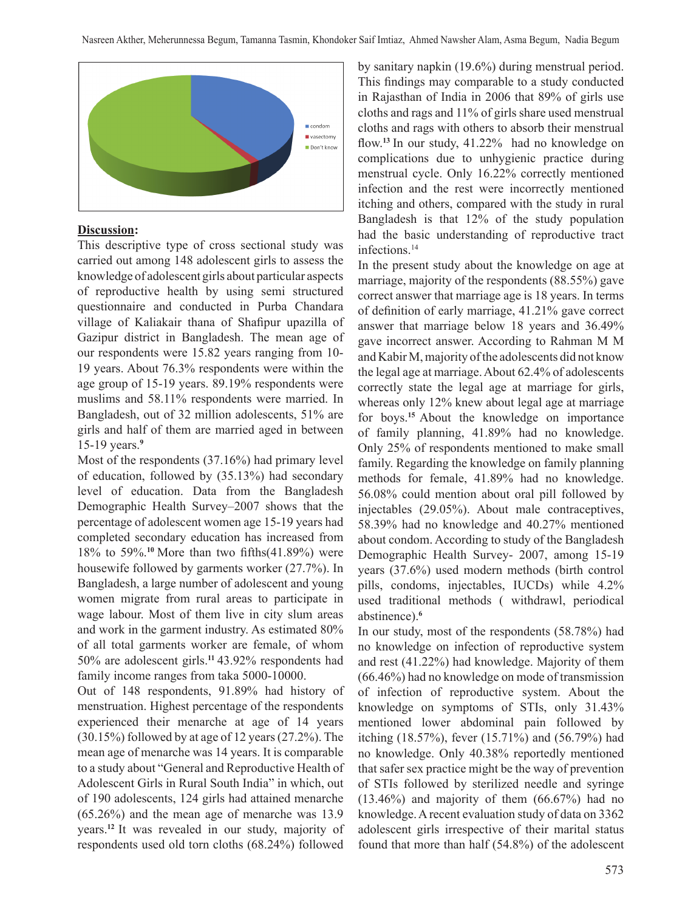condom
vasectomy
Don't know

**Discussion:**

This descriptive type of cross sectional study was carried out among 148 adolescent girls to assess the knowledge of adolescent girls about particular aspects of reproductive health by using semi structured questionnaire and conducted in Purba Chandara village of Kaliakair thana of Shafipur upazilla of Gazipur district in Bangladesh. The mean age of our respondents were 15.82 years ranging from 10-19 years. About 76.3% respondents were within the age group of 15-19 years. 89.19% respondents were muslims and 58.11% respondents were married. In Bangladesh, out of 32 million adolescents, 51% are girls and half of them are married aged in between 15-19 years.[9]

Most of the respondents (37.16%) had primary level of education, followed by (35.13%) had secondary level of education. Data from the Bangladesh Demographic Health Survey–2007 shows that the percentage of adolescent women age 15-19 years had completed secondary education has increased from 18% to 59%.[10] More than two fifths(41.89%) were housewife followed by garments worker (27.7%). In Bangladesh, a large number of adolescent and young women migrate from rural areas to participate in wage labour. Most of them live in city slum areas and work in the garment industry. As estimated 80% of all total garments worker are female, of whom 50% are adolescent girls.[11] 43.92% respondents had family income ranges from taka 5000-10000.

Out of 148 respondents, 91.89% had history of menstruation. Highest percentage of the respondents experienced their menarche at age of 14 years (30.15%) followed by at age of 12 years (27.2%). The mean age of menarche was 14 years. It is comparable to a study about "General and Reproductive Health of Adolescent Girls in Rural South India" in which, out of 190 adolescents, 124 girls had attained menarche (65.26%) and the mean age of menarche was 13.9 years.[12] It was revealed in our study, majority of respondents used old torn cloths (68.24%) followed by sanitary napkin (19.6%) during menstrual period. This findings may comparable to a study conducted in Rajasthan of India in 2006 that 89% of girls use cloths and rags and 11% of girls share used menstrual cloths and rags with others to absorb their menstrual flow.[13] In our study, 41.22% had no knowledge on complications due to unhygienic practice during menstrual cycle. Only 16.22% correctly mentioned infection and the rest were incorrectly mentioned itching and others, compared with the study in rural Bangladesh is that 12% of the study population had the basic understanding of reproductive tract infections.[14]

In the present study about the knowledge on age at marriage, majority of the respondents (88.55%) gave correct answer that marriage age is 18 years. In terms of definition of early marriage, 41.21% gave correct answer that marriage below 18 years and 36.49% gave incorrect answer. According to Rahman M M and Kabir M, majority of the adolescents did not know the legal age at marriage. About 62.4% of adolescents correctly state the legal age at marriage for girls, whereas only 12% knew about legal age at marriage for boys.[15] About the knowledge on importance of family planning, 41.89% had no knowledge. Only 25% of respondents mentioned to make small family. Regarding the knowledge on family planning methods for female, 41.89% had no knowledge. 56.08% could mention about oral pill followed by injectables (29.05%). About male contraceptives, 58.39% had no knowledge and 40.27% mentioned about condom. According to study of the Bangladesh Demographic Health Survey- 2007, among 15-19 years (37.6%) used modern methods (birth control pills, condoms, injectables, IUCDs) while 4.2% used traditional methods ( withdrawl, periodical abstinence).[6]

In our study, most of the respondents (58.78%) had no knowledge on infection of reproductive system and rest (41.22%) had knowledge. Majority of them (66.46%) had no knowledge on mode of transmission of infection of reproductive system. About the knowledge on symptoms of STIs, only 31.43% mentioned lower abdominal pain followed by itching (18.57%), fever (15.71%) and (56.79%) had no knowledge. Only 40.38% reportedly mentioned that safer sex practice might be the way of prevention of STIs followed by sterilized needle and syringe (13.46%) and majority of them (66.67%) had no knowledge. A recent evaluation study of data on 3362 adolescent girls irrespective of their marital status found that more than half (54.8%) of the adolescent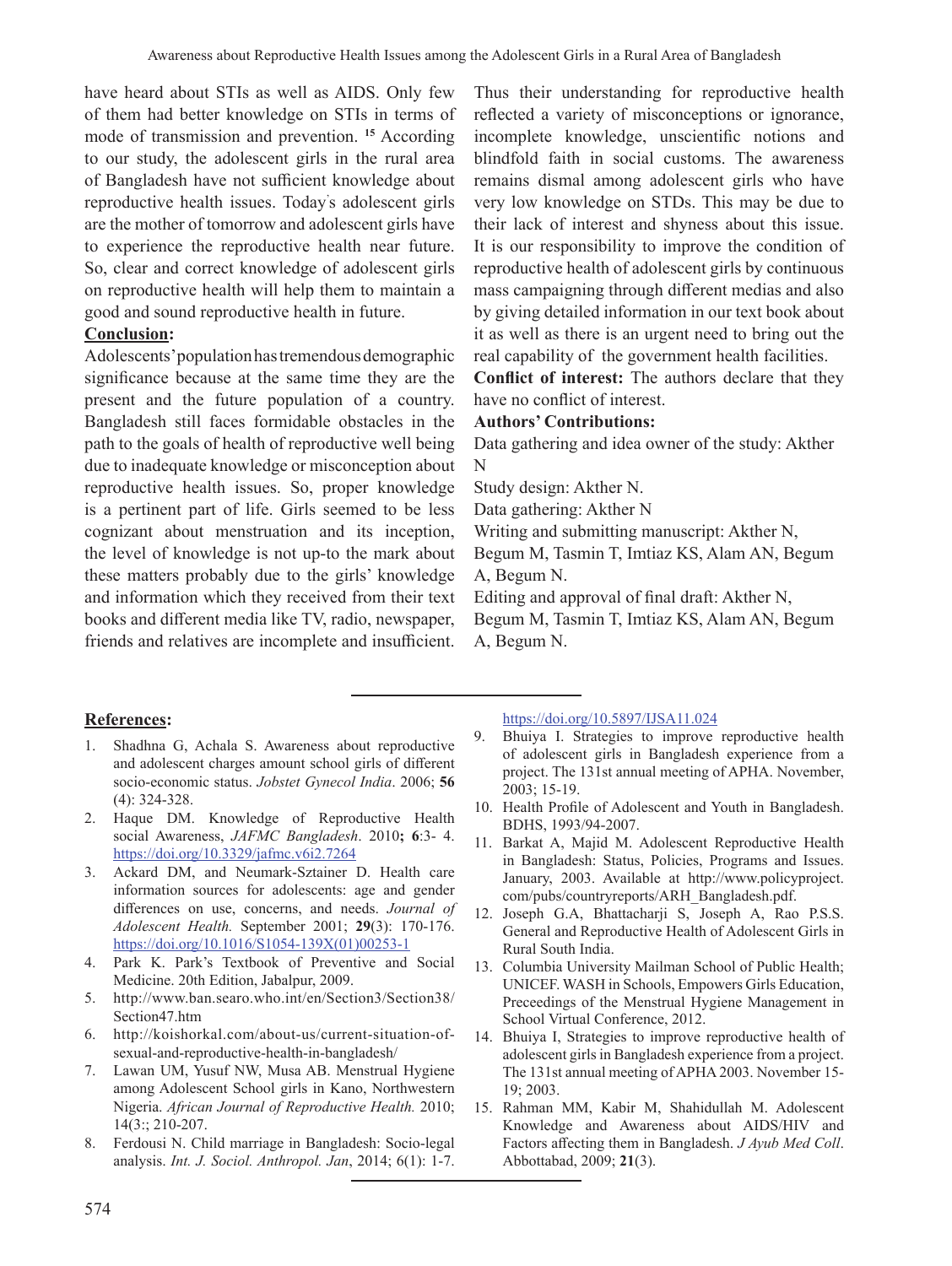have heard about STIs as well as AIDS. Only few of them had better knowledge on STIs in terms of mode of transmission and prevention. [15] According to our study, the adolescent girls in the rural area of Bangladesh have not sufficient knowledge about reproductive health issues. Today's adolescent girls are the mother of tomorrow and adolescent girls have to experience the reproductive health near future. So, clear and correct knowledge of adolescent girls on reproductive health will help them to maintain a good and sound reproductive health in future.

**Conclusion:**

Adolescents' population has tremendous demographic significance because at the same time they are the present and the future population of a country. Bangladesh still faces formidable obstacles in the path to the goals of health of reproductive well being due to inadequate knowledge or misconception about reproductive health issues. So, proper knowledge is a pertinent part of life. Girls seemed to be less cognizant about menstruation and its inception, the level of knowledge is not up-to the mark about these matters probably due to the girls' knowledge and information which they received from their text books and different media like TV, radio, newspaper, friends and relatives are incomplete and insufficient. Thus their understanding for reproductive health reflected a variety of misconceptions or ignorance, incomplete knowledge, unscientific notions and blindfold faith in social customs. The awareness remains dismal among adolescent girls who have very low knowledge on STDs. This may be due to their lack of interest and shyness about this issue. It is our responsibility to improve the condition of reproductive health of adolescent girls by continuous mass campaigning through different medias and also by giving detailed information in our text book about it as well as there is an urgent need to bring out the real capability of the government health facilities.

**Conflict of interest:** The authors declare that they have no conflict of interest.

**Authors' Contributions:**

Data gathering and idea owner of the study: Akther N

Study design: Akther N.

Data gathering: Akther N

Writing and submitting manuscript: Akther N, Begum M, Tasmin T, Imtiaz KS, Alam AN, Begum A, Begum N.

Editing and approval of final draft: Akther N, Begum M, Tasmin T, Imtiaz KS, Alam AN, Begum A, Begum N.

**References:**

1. Shadhna G, Achala S. Awareness about reproductive and adolescent charges amount school girls of different socio-economic status. *Jobstet Gynecol India*. 2006; **56** (4): 324-328.
2. Haque DM. Knowledge of Reproductive Health social Awareness, *JAFMC Bangladesh*. 2010**;** **6**:3- 4. https://doi.org/10.3329/jafmc.v6i2.7264
3. Ackard DM, and Neumark-Sztainer D. Health care information sources for adolescents: age and gender differences on use, concerns, and needs. *Journal of Adolescent Health.* September 2001; **29**(3): 170-176. https://doi.org/10.1016/S1054-139X(01)00253-1
4. Park K. Park's Textbook of Preventive and Social Medicine. 20th Edition, Jabalpur, 2009.
5. http://www.ban.searo.who.int/en/Section3/Section38/Section47.htm
6. http://koishorkal.com/about-us/current-situation-of-sexual-and-reproductive-health-in-bangladesh/
7. Lawan UM, Yusuf NW, Musa AB. Menstrual Hygiene among Adolescent School girls in Kano, Northwestern Nigeria. *African Journal of Reproductive Health.* 2010; 14(3:; 210-207.
8. Ferdousi N. Child marriage in Bangladesh: Socio-legal analysis. *Int. J. Sociol. Anthropol. Jan*, 2014; 6(1): 1-7. https://doi.org/10.5897/IJSA11.024
9. Bhuiya I. Strategies to improve reproductive health of adolescent girls in Bangladesh experience from a project. The 131st annual meeting of APHA. November, 2003; 15-19.
10. Health Profile of Adolescent and Youth in Bangladesh. BDHS, 1993/94-2007.
11. Barkat A, Majid M. Adolescent Reproductive Health in Bangladesh: Status, Policies, Programs and Issues. January, 2003. Available at http://www.policyproject.com/pubs/countryreports/ARH_Bangladesh.pdf.
12. Joseph G.A, Bhattacharji S, Joseph A, Rao P.S.S. General and Reproductive Health of Adolescent Girls in Rural South India.
13. Columbia University Mailman School of Public Health; UNICEF. WASH in Schools, Empowers Girls Education, Preceedings of the Menstrual Hygiene Management in School Virtual Conference, 2012.
14. Bhuiya I, Strategies to improve reproductive health of adolescent girls in Bangladesh experience from a project. The 131st annual meeting of APHA 2003. November 15-19; 2003.
15. Rahman MM, Kabir M, Shahidullah M. Adolescent Knowledge and Awareness about AIDS/HIV and Factors affecting them in Bangladesh. *J Ayub Med Coll*. Abbottabad, 2009; **21**(3).